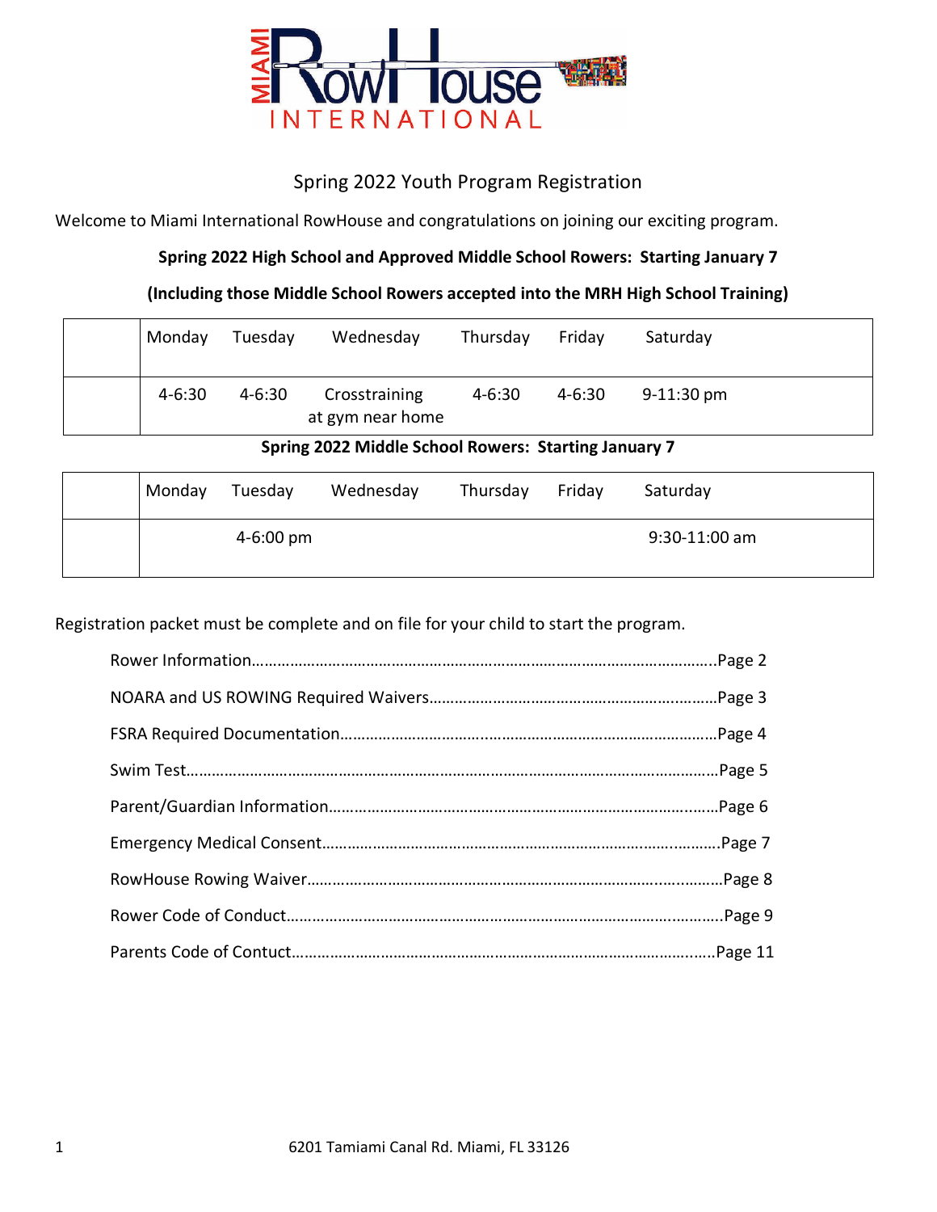MIAMI RowHouse INTERNATIONAL

## Spring 2022 Youth Program Registration

Welcome to Miami International RowHouse and congratulations on joining our exciting program.

**Spring 2022 High School and Approved Middle School Rowers: Starting January 7**

**(Including those Middle School Rowers accepted into the MRH High School Training)**

| | Monday | Tuesday | Wednesday | Thursday | Friday | Saturday |
|---|---|---|---|---|---|---|
| | 4-6:30 | 4-6:30 | Crosstraining at gym near home | 4-6:30 | 4-6:30 | 9-11:30 pm |

**Spring 2022 Middle School Rowers: Starting January 7**

| | Monday | Tuesday | Wednesday | Thursday | Friday | Saturday |
|---|---|---|---|---|---|---|
| | | 4-6:00 pm | | | | 9:30-11:00 am |

Registration packet must be complete and on file for your child to start the program.

- Rower Information……………………………………………………………………..Page 2
- NOARA and US ROWING Required Waivers……………………………………………Page 3
- FSRA Required Documentation…………………………………………………………Page 4
- Swim Test…………………………………………………………………………………Page 5
- Parent/Guardian Information……………………………………………………………Page 6
- Emergency Medical Consent……………………………………………………………Page 7
- RowHouse Rowing Waiver………………………………………………………………Page 8
- Rower Code of Conduct…………………………………………………………………Page 9
- Parents Code of Contuct…………………………………………………………………Page 11

6201 Tamiami Canal Rd. Miami, FL 33126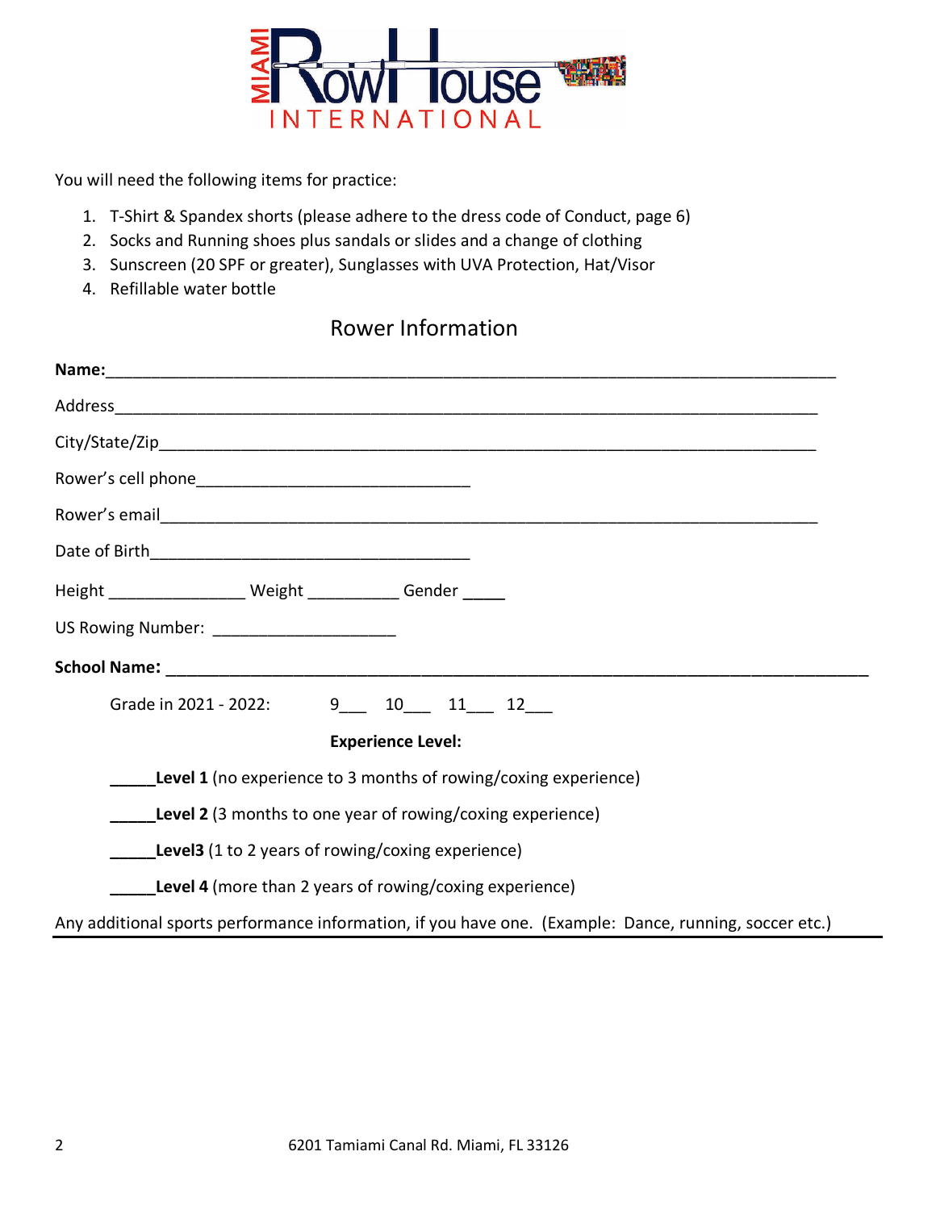You will need the following items for practice:

1. T-Shirt & Spandex shorts (please adhere to the dress code of Conduct, page 6)
2. Socks and Running shoes plus sandals or slides and a change of clothing
3. Sunscreen (20 SPF or greater), Sunglasses with UVA Protection, Hat/Visor
4. Refillable water bottle

## Rower Information

**Name:**___________________________________________________________________________

Address_________________________________________________________________________

City/State/Zip____________________________________________________________________

Rower's cell phone_____________________________

Rower's email____________________________________________________________________

Date of Birth___________________________________

Height _______________ Weight __________ Gender _____

US Rowing Number: ____________________

**School Name:** ______________________________________________________________________

Grade in 2021 - 2022: 9___ 10___ 11___ 12___

**Experience Level:**

_____**Level 1** (no experience to 3 months of rowing/coxing experience)

_____**Level 2** (3 months to one year of rowing/coxing experience)

_____**Level3** (1 to 2 years of rowing/coxing experience)

_____**Level 4** (more than 2 years of rowing/coxing experience)

Any additional sports performance information, if you have one. (Example: Dance, running, soccer etc.)

---

6201 Tamiami Canal Rd. Miami, FL 33126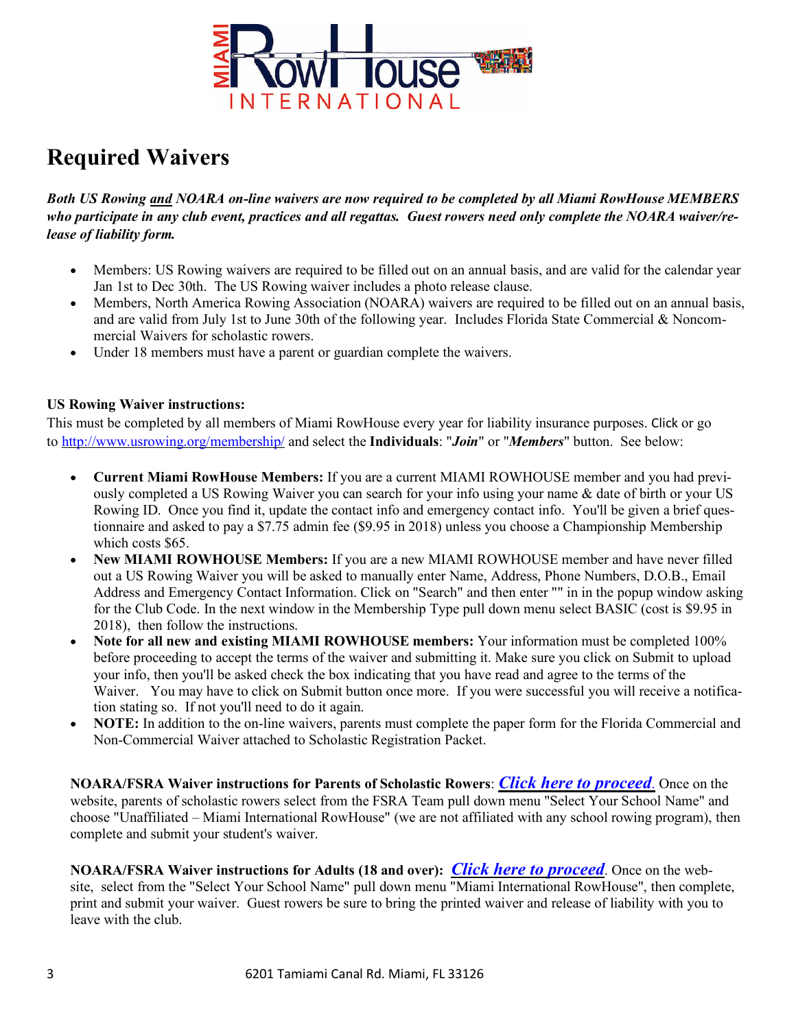# Required Waivers

***Both US Rowing <u>and</u> NOARA on-line waivers are now required to be completed by all Miami RowHouse MEMBERS who participate in any club event, practices and all regattas. Guest rowers need only complete the NOARA waiver/release of liability form.***

- Members: US Rowing waivers are required to be filled out on an annual basis, and are valid for the calendar year Jan 1st to Dec 30th. The US Rowing waiver includes a photo release clause.
- Members, North America Rowing Association (NOARA) waivers are required to be filled out on an annual basis, and are valid from July 1st to June 30th of the following year. Includes Florida State Commercial & Noncommercial Waivers for scholastic rowers.
- Under 18 members must have a parent or guardian complete the waivers.

**US Rowing Waiver instructions:**

This must be completed by all members of Miami RowHouse every year for liability insurance purposes. Click or go to http://www.usrowing.org/membership/ and select the **Individuals**: "***Join***" or "***Members***" button. See below:

- **Current Miami RowHouse Members:** If you are a current MIAMI ROWHOUSE member and you had previously completed a US Rowing Waiver you can search for your info using your name & date of birth or your US Rowing ID. Once you find it, update the contact info and emergency contact info. You'll be given a brief questionnaire and asked to pay a $7.75 admin fee ($9.95 in 2018) unless you choose a Championship Membership which costs $65.
- **New MIAMI ROWHOUSE Members:** If you are a new MIAMI ROWHOUSE member and have never filled out a US Rowing Waiver you will be asked to manually enter Name, Address, Phone Numbers, D.O.B., Email Address and Emergency Contact Information. Click on "Search" and then enter "" in in the popup window asking for the Club Code. In the next window in the Membership Type pull down menu select BASIC (cost is $9.95 in 2018), then follow the instructions.
- **Note for all new and existing MIAMI ROWHOUSE members:** Your information must be completed 100% before proceeding to accept the terms of the waiver and submitting it. Make sure you click on Submit to upload your info, then you'll be asked check the box indicating that you have read and agree to the terms of the Waiver. You may have to click on Submit button once more. If you were successful you will receive a notification stating so. If not you'll need to do it again.
- **NOTE:** In addition to the on-line waivers, parents must complete the paper form for the Florida Commercial and Non-Commercial Waiver attached to Scholastic Registration Packet.

**NOARA/FSRA Waiver instructions for Parents of Scholastic Rowers**: ***Click here to proceed***. Once on the website, parents of scholastic rowers select from the FSRA Team pull down menu "Select Your School Name" and choose "Unaffiliated – Miami International RowHouse" (we are not affiliated with any school rowing program), then complete and submit your student's waiver.

**NOARA/FSRA Waiver instructions for Adults (18 and over):** ***Click here to proceed***. Once on the website, select from the "Select Your School Name" pull down menu "Miami International RowHouse", then complete, print and submit your waiver. Guest rowers be sure to bring the printed waiver and release of liability with you to leave with the club.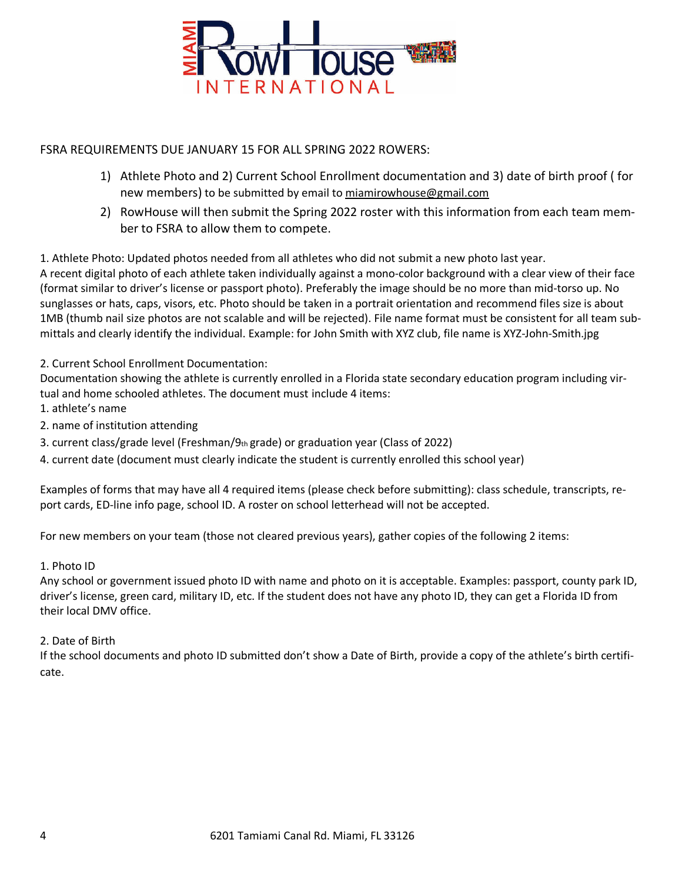FSRA REQUIREMENTS DUE JANUARY 15 FOR ALL SPRING 2022 ROWERS:

1) Athlete Photo and 2) Current School Enrollment documentation and 3) date of birth proof ( for new members) to be submitted by email to miamirowhouse@gmail.com
2) RowHouse will then submit the Spring 2022 roster with this information from each team member to FSRA to allow them to compete.

1. Athlete Photo: Updated photos needed from all athletes who did not submit a new photo last year.
A recent digital photo of each athlete taken individually against a mono-color background with a clear view of their face (format similar to driver's license or passport photo). Preferably the image should be no more than mid-torso up. No sunglasses or hats, caps, visors, etc. Photo should be taken in a portrait orientation and recommend files size is about 1MB (thumb nail size photos are not scalable and will be rejected). File name format must be consistent for all team submittals and clearly identify the individual. Example: for John Smith with XYZ club, file name is XYZ-John-Smith.jpg

2. Current School Enrollment Documentation:
Documentation showing the athlete is currently enrolled in a Florida state secondary education program including virtual and home schooled athletes. The document must include 4 items:
1. athlete's name
2. name of institution attending
3. current class/grade level (Freshman/9th grade) or graduation year (Class of 2022)
4. current date (document must clearly indicate the student is currently enrolled this school year)

Examples of forms that may have all 4 required items (please check before submitting): class schedule, transcripts, report cards, ED-line info page, school ID. A roster on school letterhead will not be accepted.

For new members on your team (those not cleared previous years), gather copies of the following 2 items:

1. Photo ID
Any school or government issued photo ID with name and photo on it is acceptable. Examples: passport, county park ID, driver's license, green card, military ID, etc. If the student does not have any photo ID, they can get a Florida ID from their local DMV office.

2. Date of Birth
If the school documents and photo ID submitted don't show a Date of Birth, provide a copy of the athlete's birth certificate.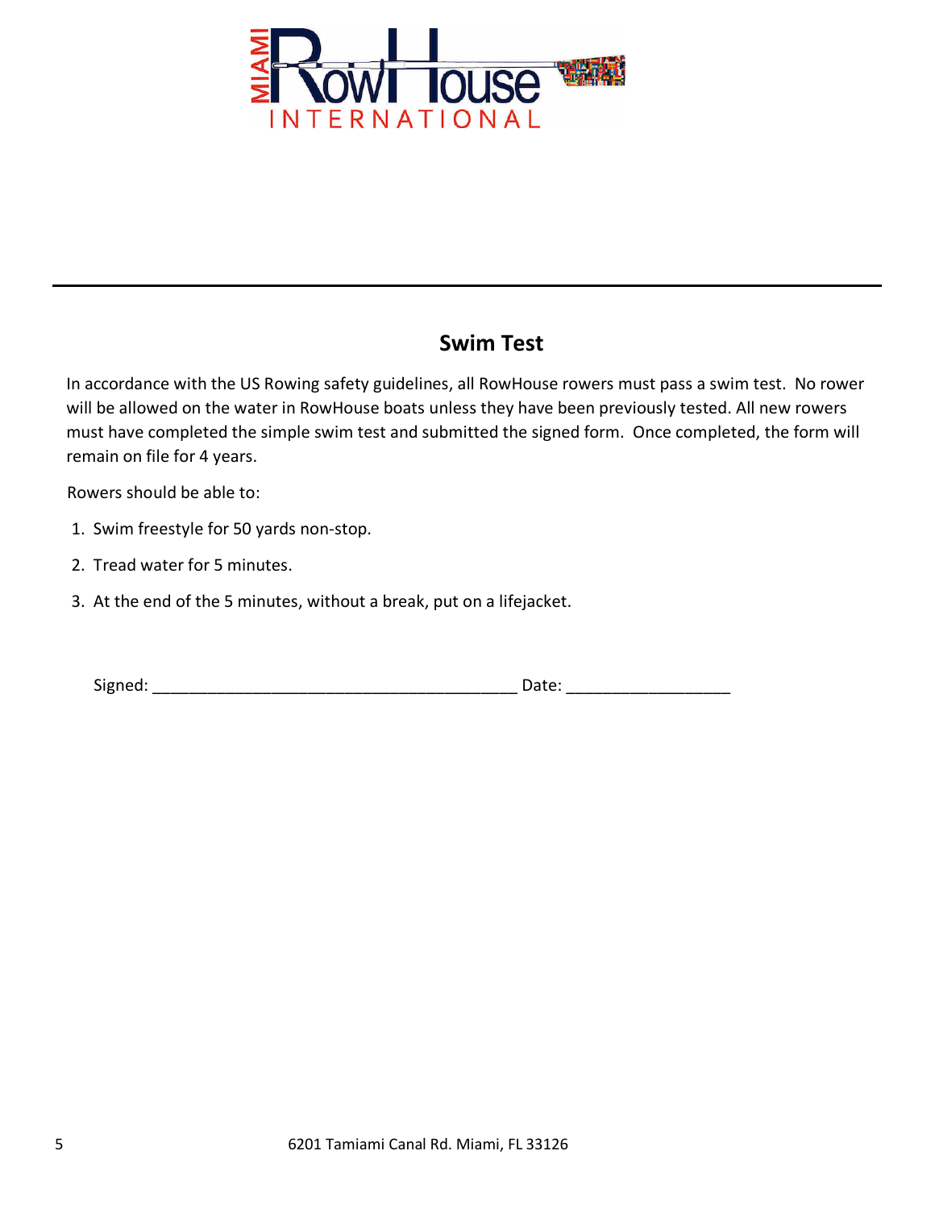## Swim Test

In accordance with the US Rowing safety guidelines, all RowHouse rowers must pass a swim test. No rower will be allowed on the water in RowHouse boats unless they have been previously tested. All new rowers must have completed the simple swim test and submitted the signed form. Once completed, the form will remain on file for 4 years.

Rowers should be able to:

1. Swim freestyle for 50 yards non-stop.
2. Tread water for 5 minutes.
3. At the end of the 5 minutes, without a break, put on a lifejacket.

Signed: _______________________________________ Date: _________________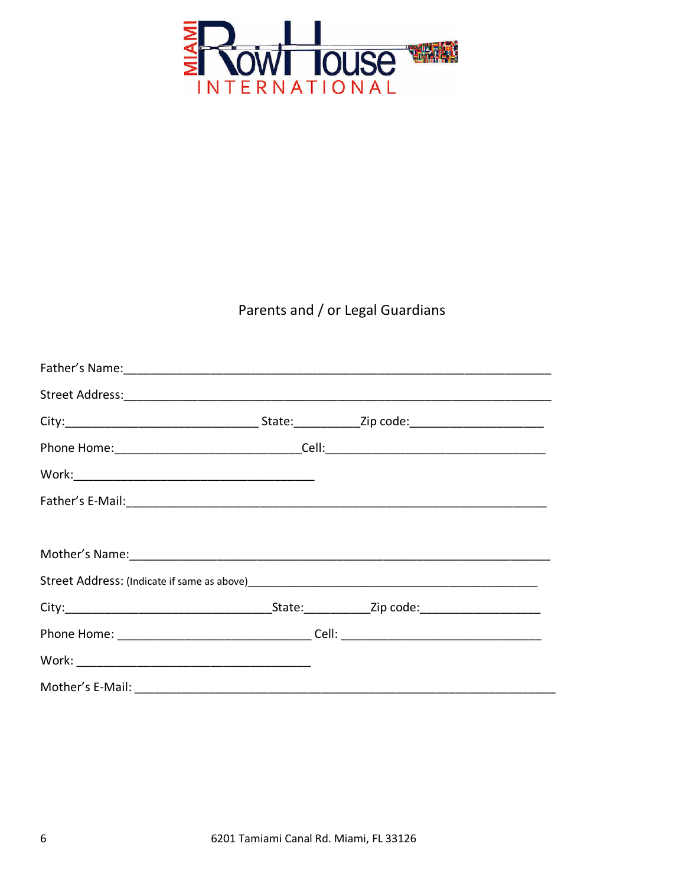## Parents and / or Legal Guardians

Father's Name:_______________________________________________________________

Street Address:_______________________________________________________________

City:___________________________ State:_________Zip code:_________________

Phone Home:___________________________Cell:_______________________________

Work:__________________________________

Father's E-Mail:______________________________________________________________

Mother's Name:_______________________________________________________________

Street Address: (Indicate if same as above)_________________________________________

City:______________________________State:_________Zip code:________________

Phone Home: ____________________________ Cell: _____________________________

Work: __________________________________

Mother's E-Mail: ______________________________________________________________

6201 Tamiami Canal Rd. Miami, FL 33126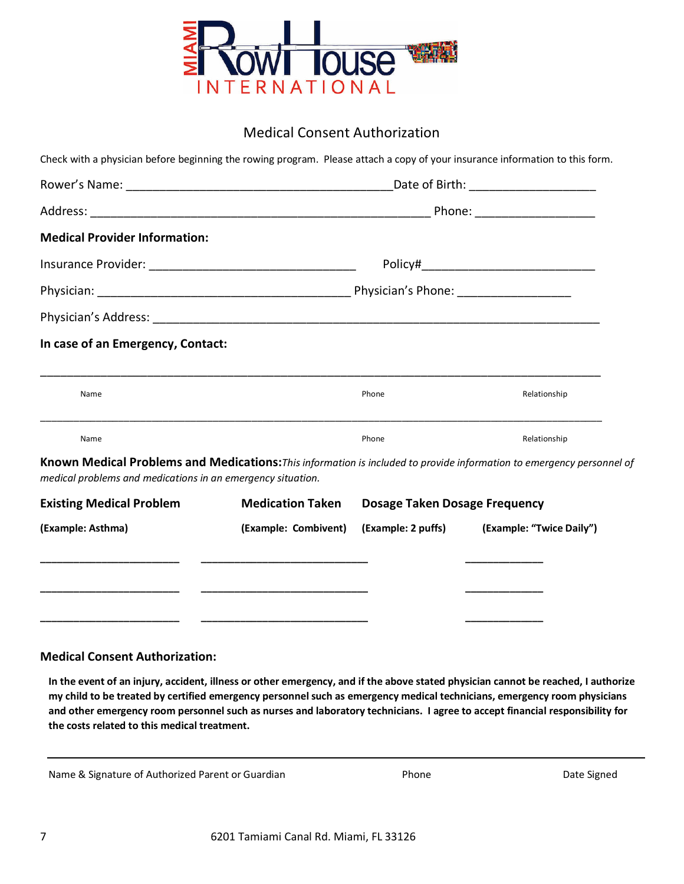MIAMI RowHouse INTERNATIONAL

# Medical Consent Authorization

Check with a physician before beginning the rowing program. Please attach a copy of your insurance information to this form.

Rower's Name: ________________________________________Date of Birth: ___________________

Address: ___________________________________________________ Phone: __________________

**Medical Provider Information:**

Insurance Provider: _______________________________ Policy#__________________________

Physician: ______________________________________ Physician's Phone: _________________

Physician's Address: ____________________________________________________________________

**In case of an Emergency, Contact:**

_____________________________________________________________________________________

Name Phone Relationship

_____________________________________________________________________________________

Name Phone Relationship

**Known Medical Problems and Medications:** *This information is included to provide information to emergency personnel of medical problems and medications in an emergency situation.*

| Existing Medical Problem | Medication Taken | Dosage Taken | Dosage Frequency |
|---|---|---|---|
| **(Example: Asthma)** | **(Example: Combivent)** | **(Example: 2 puffs)** | **(Example: "Twice Daily")** |
| _____________________ | _________________________ | | ____________ |
| _____________________ | _________________________ | | ____________ |
| _____________________ | _________________________ | | ____________ |

**Medical Consent Authorization:**

**In the event of an injury, accident, illness or other emergency, and if the above stated physician cannot be reached, I authorize my child to be treated by certified emergency personnel such as emergency medical technicians, emergency room physicians and other emergency room personnel such as nurses and laboratory technicians. I agree to accept financial responsibility for the costs related to this medical treatment.**

_____________________________________________________________________________________

Name & Signature of Authorized Parent or Guardian Phone Date Signed

6201 Tamiami Canal Rd. Miami, FL 33126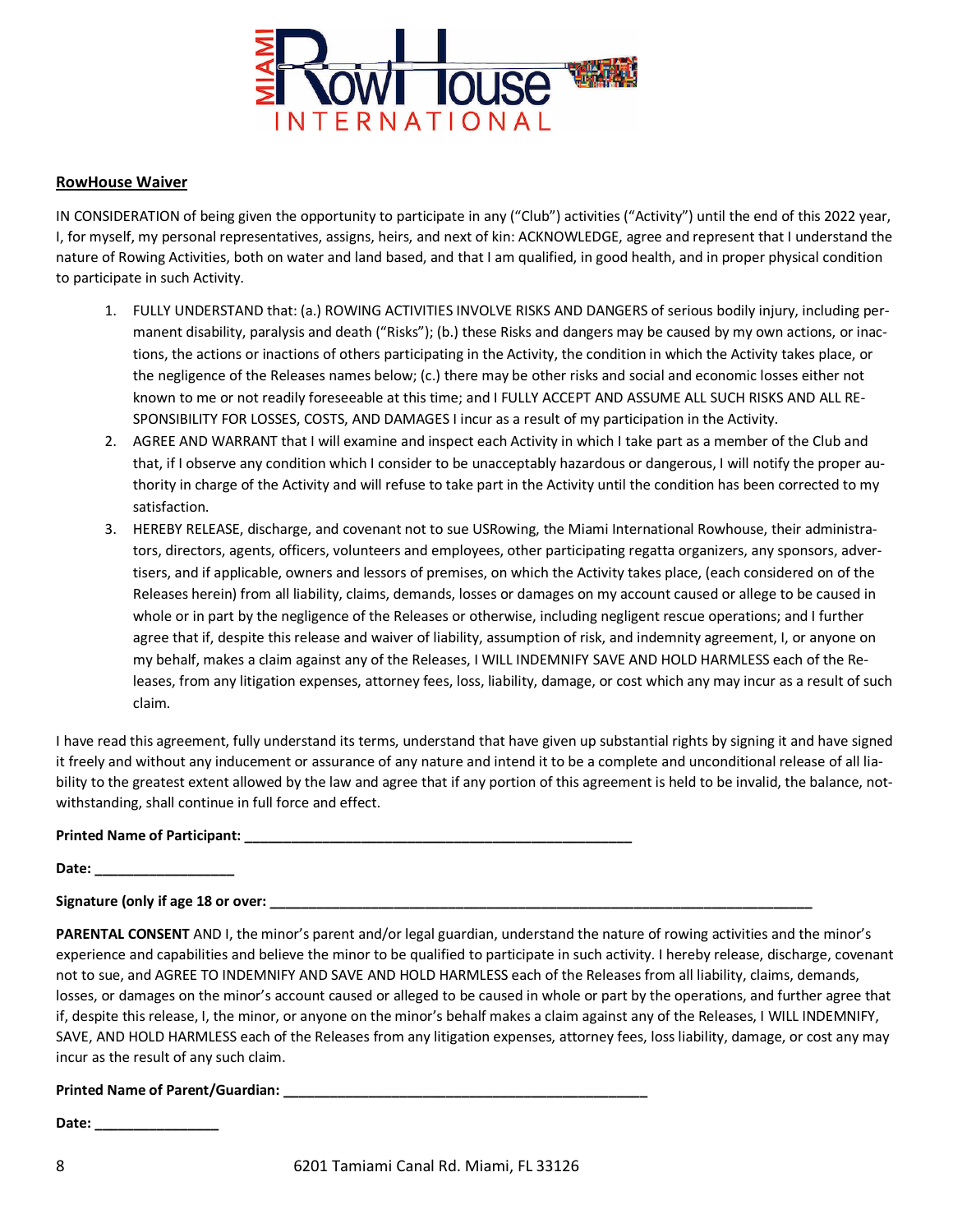**RowHouse Waiver**

IN CONSIDERATION of being given the opportunity to participate in any ("Club") activities ("Activity") until the end of this 2022 year, I, for myself, my personal representatives, assigns, heirs, and next of kin: ACKNOWLEDGE, agree and represent that I understand the nature of Rowing Activities, both on water and land based, and that I am qualified, in good health, and in proper physical condition to participate in such Activity.

1. FULLY UNDERSTAND that: (a.) ROWING ACTIVITIES INVOLVE RISKS AND DANGERS of serious bodily injury, including permanent disability, paralysis and death ("Risks"); (b.) these Risks and dangers may be caused by my own actions, or inactions, the actions or inactions of others participating in the Activity, the condition in which the Activity takes place, or the negligence of the Releases names below; (c.) there may be other risks and social and economic losses either not known to me or not readily foreseeable at this time; and I FULLY ACCEPT AND ASSUME ALL SUCH RISKS AND ALL RESPONSIBILITY FOR LOSSES, COSTS, AND DAMAGES I incur as a result of my participation in the Activity.
2. AGREE AND WARRANT that I will examine and inspect each Activity in which I take part as a member of the Club and that, if I observe any condition which I consider to be unacceptably hazardous or dangerous, I will notify the proper authority in charge of the Activity and will refuse to take part in the Activity until the condition has been corrected to my satisfaction.
3. HEREBY RELEASE, discharge, and covenant not to sue USRowing, the Miami International Rowhouse, their administrators, directors, agents, officers, volunteers and employees, other participating regatta organizers, any sponsors, advertisers, and if applicable, owners and lessors of premises, on which the Activity takes place, (each considered on of the Releases herein) from all liability, claims, demands, losses or damages on my account caused or allege to be caused in whole or in part by the negligence of the Releases or otherwise, including negligent rescue operations; and I further agree that if, despite this release and waiver of liability, assumption of risk, and indemnity agreement, I, or anyone on my behalf, makes a claim against any of the Releases, I WILL INDEMNIFY SAVE AND HOLD HARMLESS each of the Releases, from any litigation expenses, attorney fees, loss, liability, damage, or cost which any may incur as a result of such claim.

I have read this agreement, fully understand its terms, understand that have given up substantial rights by signing it and have signed it freely and without any inducement or assurance of any nature and intend it to be a complete and unconditional release of all liability to the greatest extent allowed by the law and agree that if any portion of this agreement is held to be invalid, the balance, notwithstanding, shall continue in full force and effect.

**Printed Name of Participant:** ____________________________________________________

**Date:** __________________

**Signature (only if age 18 or over:** ________________________________________________________________________

**PARENTAL CONSENT** AND I, the minor's parent and/or legal guardian, understand the nature of rowing activities and the minor's experience and capabilities and believe the minor to be qualified to participate in such activity. I hereby release, discharge, covenant not to sue, and AGREE TO INDEMNIFY AND SAVE AND HOLD HARMLESS each of the Releases from all liability, claims, demands, losses, or damages on the minor's account caused or alleged to be caused in whole or part by the operations, and further agree that if, despite this release, I, the minor, or anyone on the minor's behalf makes a claim against any of the Releases, I WILL INDEMNIFY, SAVE, AND HOLD HARMLESS each of the Releases from any litigation expenses, attorney fees, loss liability, damage, or cost any may incur as the result of any such claim.

**Printed Name of Parent/Guardian:** ________________________________________________

**Date:** ________________

6201 Tamiami Canal Rd. Miami, FL 33126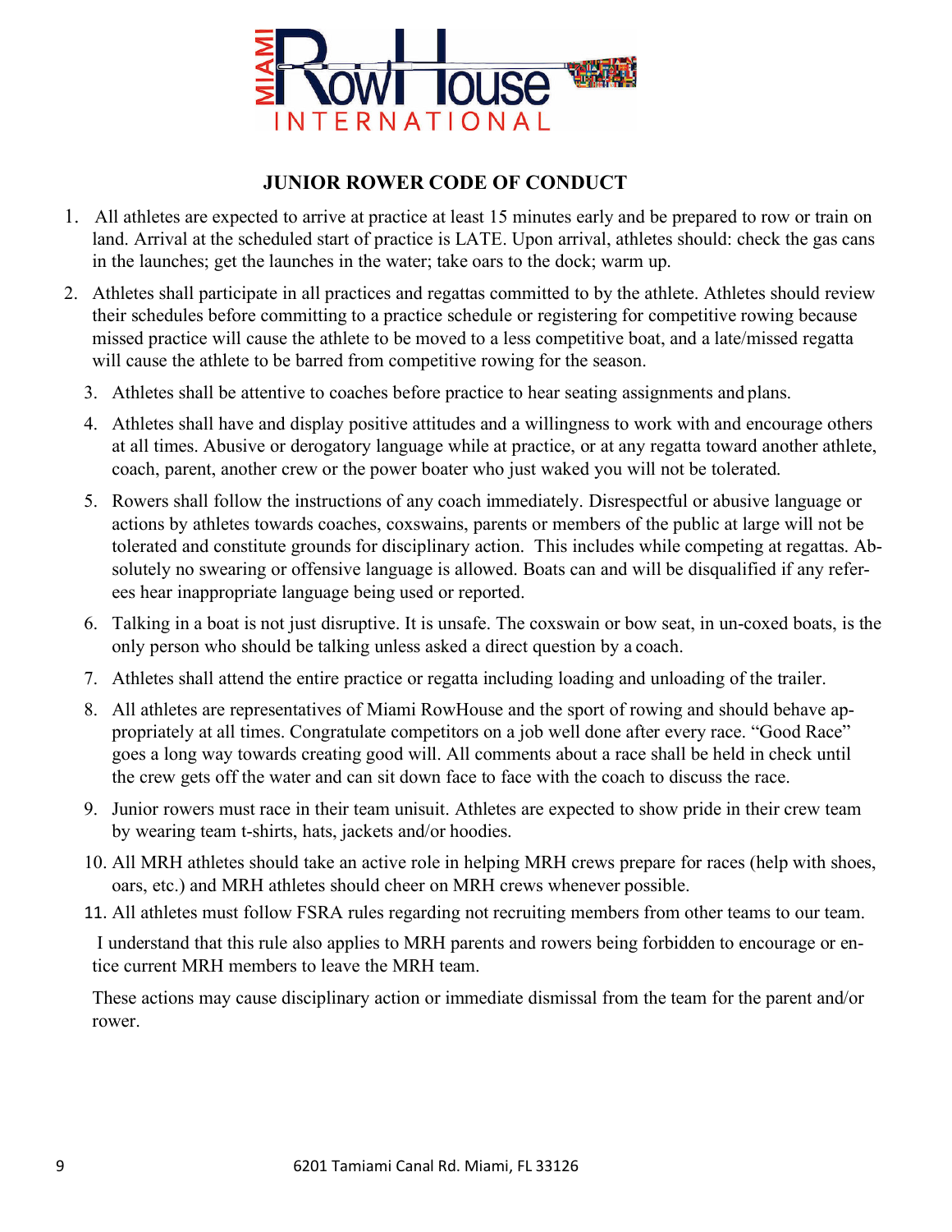# JUNIOR ROWER CODE OF CONDUCT

1. All athletes are expected to arrive at practice at least 15 minutes early and be prepared to row or train on land. Arrival at the scheduled start of practice is LATE. Upon arrival, athletes should: check the gas cans in the launches; get the launches in the water; take oars to the dock; warm up.
2. Athletes shall participate in all practices and regattas committed to by the athlete. Athletes should review their schedules before committing to a practice schedule or registering for competitive rowing because missed practice will cause the athlete to be moved to a less competitive boat, and a late/missed regatta will cause the athlete to be barred from competitive rowing for the season.
3. Athletes shall be attentive to coaches before practice to hear seating assignments and plans.
4. Athletes shall have and display positive attitudes and a willingness to work with and encourage others at all times. Abusive or derogatory language while at practice, or at any regatta toward another athlete, coach, parent, another crew or the power boater who just waked you will not be tolerated.
5. Rowers shall follow the instructions of any coach immediately. Disrespectful or abusive language or actions by athletes towards coaches, coxswains, parents or members of the public at large will not be tolerated and constitute grounds for disciplinary action. This includes while competing at regattas. Absolutely no swearing or offensive language is allowed. Boats can and will be disqualified if any referees hear inappropriate language being used or reported.
6. Talking in a boat is not just disruptive. It is unsafe. The coxswain or bow seat, in un-coxed boats, is the only person who should be talking unless asked a direct question by a coach.
7. Athletes shall attend the entire practice or regatta including loading and unloading of the trailer.
8. All athletes are representatives of Miami RowHouse and the sport of rowing and should behave appropriately at all times. Congratulate competitors on a job well done after every race. "Good Race" goes a long way towards creating good will. All comments about a race shall be held in check until the crew gets off the water and can sit down face to face with the coach to discuss the race.
9. Junior rowers must race in their team unisuit. Athletes are expected to show pride in their crew team by wearing team t-shirts, hats, jackets and/or hoodies.
10. All MRH athletes should take an active role in helping MRH crews prepare for races (help with shoes, oars, etc.) and MRH athletes should cheer on MRH crews whenever possible.
11. All athletes must follow FSRA rules regarding not recruiting members from other teams to our team.

I understand that this rule also applies to MRH parents and rowers being forbidden to encourage or entice current MRH members to leave the MRH team.

These actions may cause disciplinary action or immediate dismissal from the team for the parent and/or rower.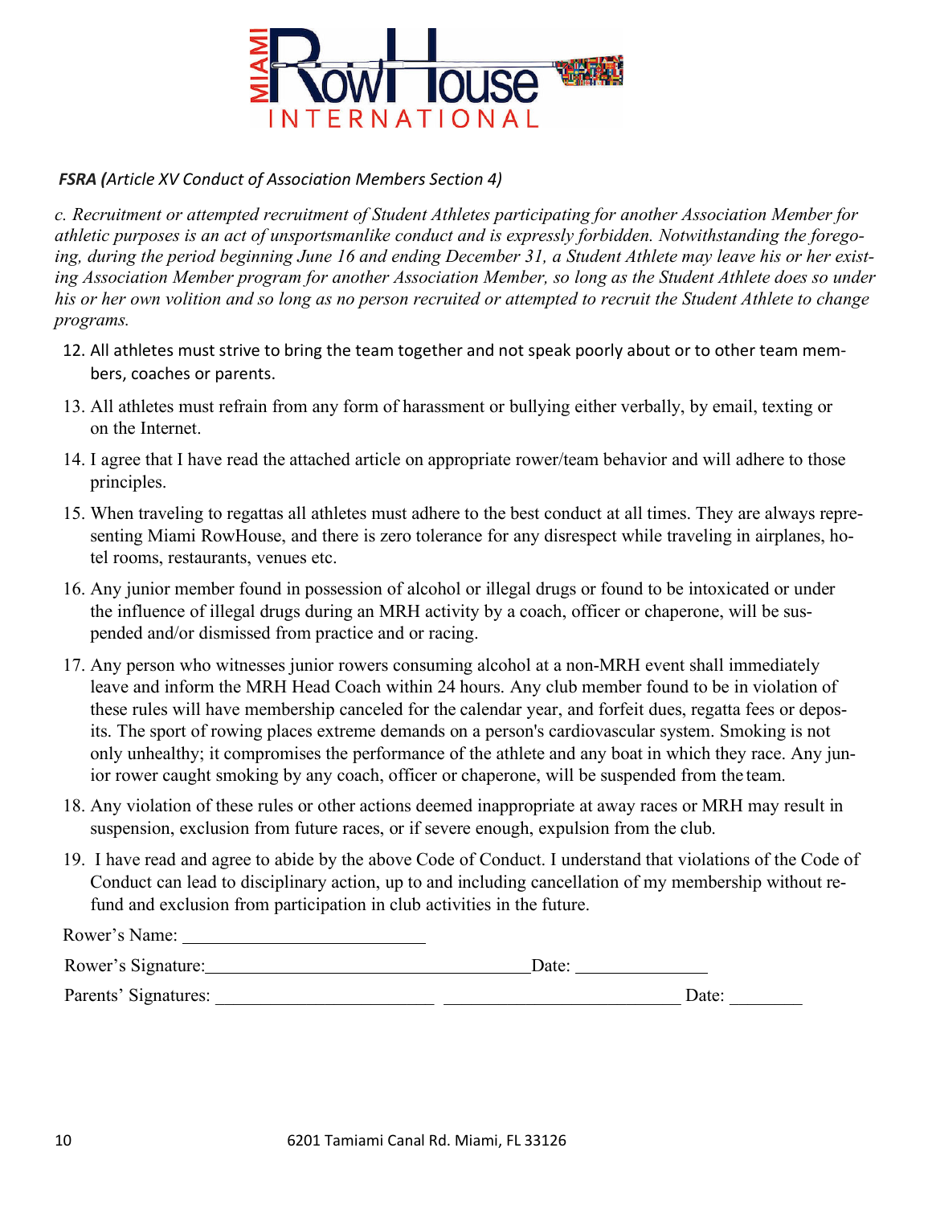***FSRA (**Article XV Conduct of Association Members Section 4)*

*c. Recruitment or attempted recruitment of Student Athletes participating for another Association Member for athletic purposes is an act of unsportsmanlike conduct and is expressly forbidden. Notwithstanding the foregoing, during the period beginning June 16 and ending December 31, a Student Athlete may leave his or her existing Association Member program for another Association Member, so long as the Student Athlete does so under his or her own volition and so long as no person recruited or attempted to recruit the Student Athlete to change programs.*

12. All athletes must strive to bring the team together and not speak poorly about or to other team members, coaches or parents.
13. All athletes must refrain from any form of harassment or bullying either verbally, by email, texting or on the Internet.
14. I agree that I have read the attached article on appropriate rower/team behavior and will adhere to those principles.
15. When traveling to regattas all athletes must adhere to the best conduct at all times. They are always representing Miami RowHouse, and there is zero tolerance for any disrespect while traveling in airplanes, hotel rooms, restaurants, venues etc.
16. Any junior member found in possession of alcohol or illegal drugs or found to be intoxicated or under the influence of illegal drugs during an MRH activity by a coach, officer or chaperone, will be suspended and/or dismissed from practice and or racing.
17. Any person who witnesses junior rowers consuming alcohol at a non-MRH event shall immediately leave and inform the MRH Head Coach within 24 hours. Any club member found to be in violation of these rules will have membership canceled for the calendar year, and forfeit dues, regatta fees or deposits. The sport of rowing places extreme demands on a person's cardiovascular system. Smoking is not only unhealthy; it compromises the performance of the athlete and any boat in which they race. Any junior rower caught smoking by any coach, officer or chaperone, will be suspended from the team.
18. Any violation of these rules or other actions deemed inappropriate at away races or MRH may result in suspension, exclusion from future races, or if severe enough, expulsion from the club.
19. I have read and agree to abide by the above Code of Conduct. I understand that violations of the Code of Conduct can lead to disciplinary action, up to and including cancellation of my membership without refund and exclusion from participation in club activities in the future.

Rower's Name: ___________________________

Rower's Signature: ___________________________ Date: _______________

Parents' Signatures: ______________________ ______________________ Date: ________

6201 Tamiami Canal Rd. Miami, FL 33126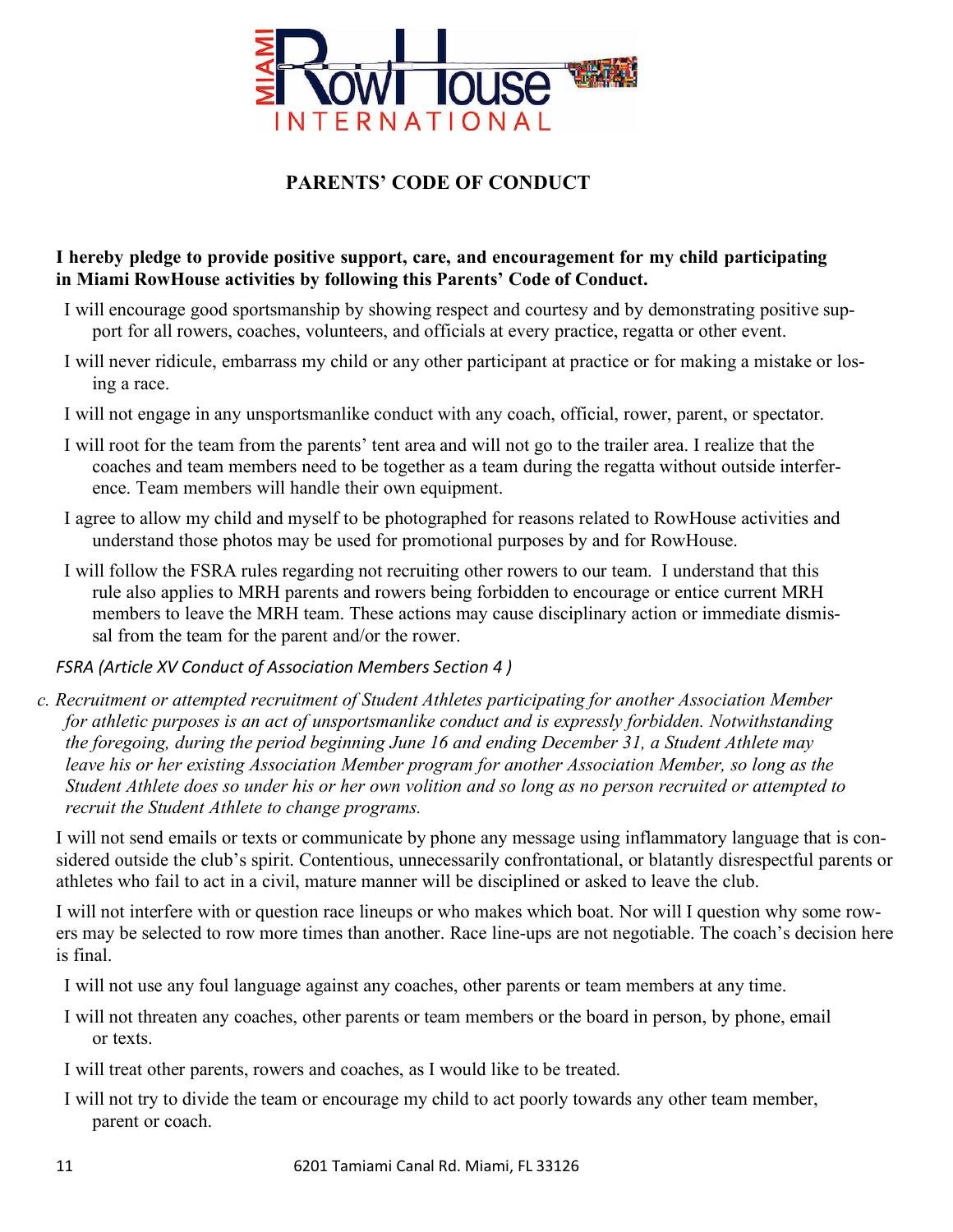## PARENTS' CODE OF CONDUCT

**I hereby pledge to provide positive support, care, and encouragement for my child participating in Miami RowHouse activities by following this Parents' Code of Conduct.**

I will encourage good sportsmanship by showing respect and courtesy and by demonstrating positive support for all rowers, coaches, volunteers, and officials at every practice, regatta or other event.

I will never ridicule, embarrass my child or any other participant at practice or for making a mistake or losing a race.

I will not engage in any unsportsmanlike conduct with any coach, official, rower, parent, or spectator.

I will root for the team from the parents' tent area and will not go to the trailer area. I realize that the coaches and team members need to be together as a team during the regatta without outside interference. Team members will handle their own equipment.

I agree to allow my child and myself to be photographed for reasons related to RowHouse activities and understand those photos may be used for promotional purposes by and for RowHouse.

I will follow the FSRA rules regarding not recruiting other rowers to our team. I understand that this rule also applies to MRH parents and rowers being forbidden to encourage or entice current MRH members to leave the MRH team. These actions may cause disciplinary action or immediate dismissal from the team for the parent and/or the rower.

*FSRA (Article XV Conduct of Association Members Section 4 )*

*c. Recruitment or attempted recruitment of Student Athletes participating for another Association Member for athletic purposes is an act of unsportsmanlike conduct and is expressly forbidden. Notwithstanding the foregoing, during the period beginning June 16 and ending December 31, a Student Athlete may leave his or her existing Association Member program for another Association Member, so long as the Student Athlete does so under his or her own volition and so long as no person recruited or attempted to recruit the Student Athlete to change programs.*

I will not send emails or texts or communicate by phone any message using inflammatory language that is considered outside the club's spirit. Contentious, unnecessarily confrontational, or blatantly disrespectful parents or athletes who fail to act in a civil, mature manner will be disciplined or asked to leave the club.

I will not interfere with or question race lineups or who makes which boat. Nor will I question why some rowers may be selected to row more times than another. Race line-ups are not negotiable. The coach's decision here is final.

I will not use any foul language against any coaches, other parents or team members at any time.

I will not threaten any coaches, other parents or team members or the board in person, by phone, email or texts.

I will treat other parents, rowers and coaches, as I would like to be treated.

I will not try to divide the team or encourage my child to act poorly towards any other team member, parent or coach.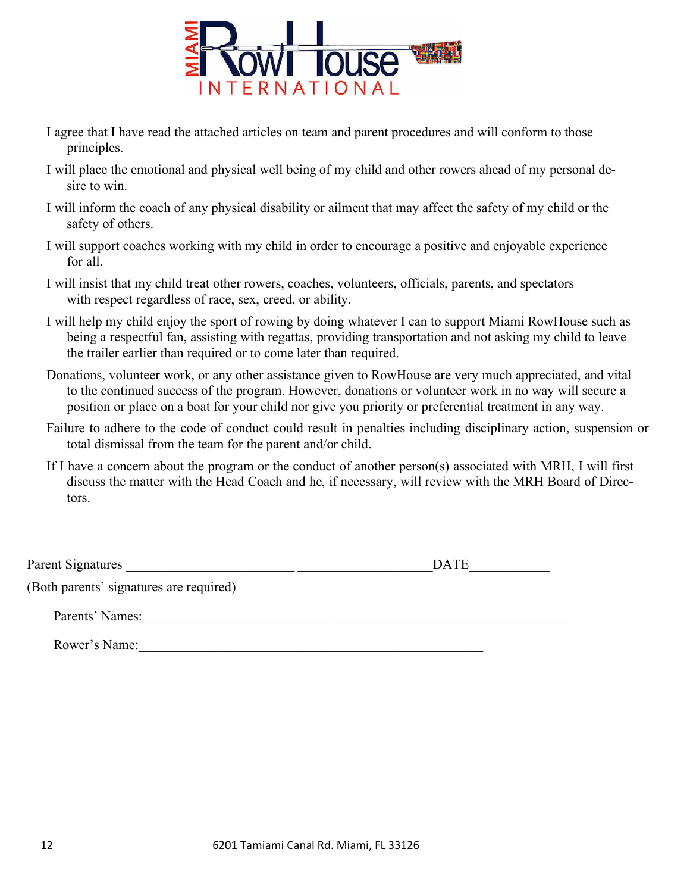I agree that I have read the attached articles on team and parent procedures and will conform to those principles.

I will place the emotional and physical well being of my child and other rowers ahead of my personal desire to win.

I will inform the coach of any physical disability or ailment that may affect the safety of my child or the safety of others.

I will support coaches working with my child in order to encourage a positive and enjoyable experience for all.

I will insist that my child treat other rowers, coaches, volunteers, officials, parents, and spectators with respect regardless of race, sex, creed, or ability.

I will help my child enjoy the sport of rowing by doing whatever I can to support Miami RowHouse such as being a respectful fan, assisting with regattas, providing transportation and not asking my child to leave the trailer earlier than required or to come later than required.

Donations, volunteer work, or any other assistance given to RowHouse are very much appreciated, and vital to the continued success of the program. However, donations or volunteer work in no way will secure a position or place on a boat for your child nor give you priority or preferential treatment in any way.

Failure to adhere to the code of conduct could result in penalties including disciplinary action, suspension or total dismissal from the team for the parent and/or child.

If I have a concern about the program or the conduct of another person(s) associated with MRH, I will first discuss the matter with the Head Coach and he, if necessary, will review with the MRH Board of Directors.

Parent Signatures ________________________ ___________________DATE___________

(Both parents' signatures are required)

Parents' Names:___________________________ _________________________________

Rower's Name:__________________________________________________

6201 Tamiami Canal Rd. Miami, FL 33126